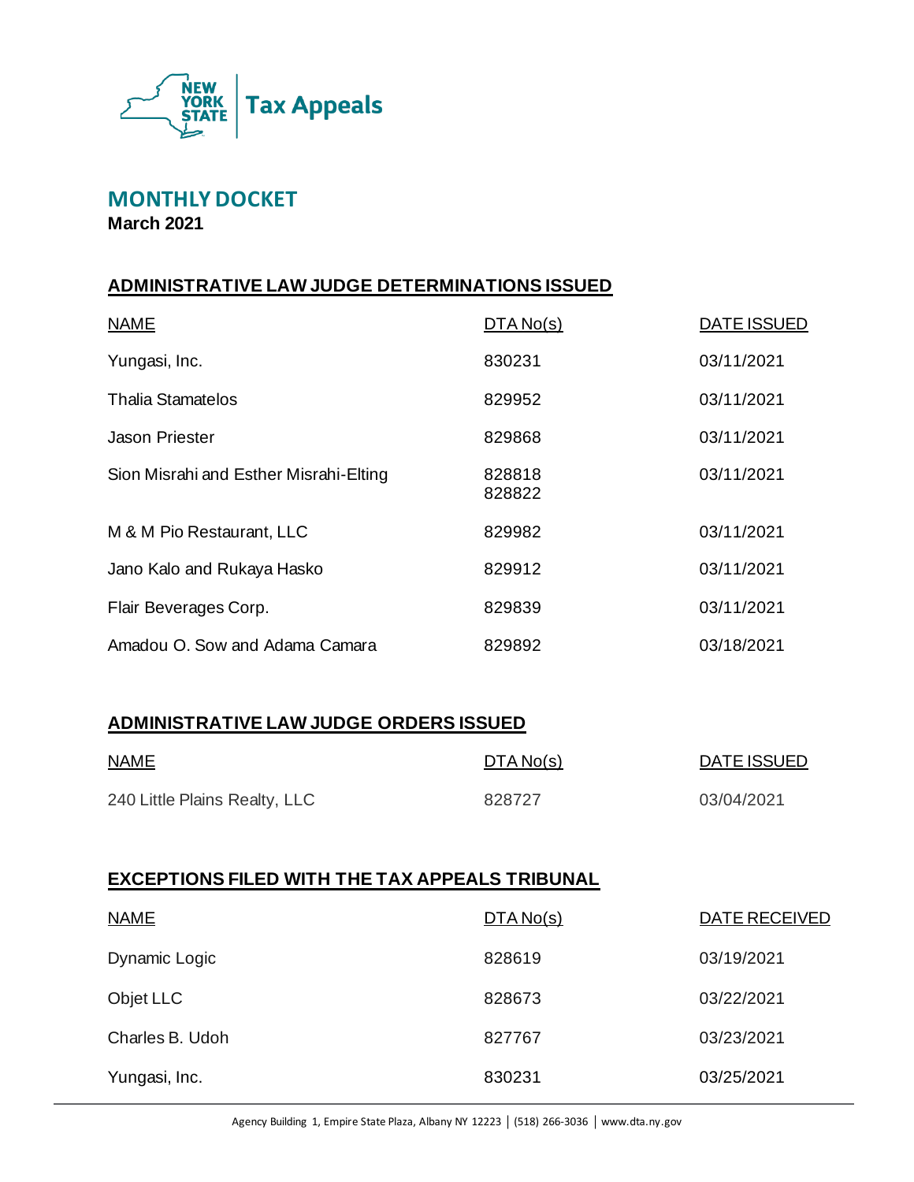NEW YORK STATE | Tax Appeals

# MONTHLY DOCKET

**March 2021**

## ADMINISTRATIVE LAW JUDGE DETERMINATIONS ISSUED

| NAME | DTA No(s) | DATE ISSUED |
|---|---|---|
| Yungasi, Inc. | 830231 | 03/11/2021 |
| Thalia Stamatelos | 829952 | 03/11/2021 |
| Jason Priester | 829868 | 03/11/2021 |
| Sion Misrahi and Esther Misrahi-Elting | 828818<br>828822 | 03/11/2021 |
| M & M Pio Restaurant, LLC | 829982 | 03/11/2021 |
| Jano Kalo and Rukaya Hasko | 829912 | 03/11/2021 |
| Flair Beverages Corp. | 829839 | 03/11/2021 |
| Amadou O. Sow and Adama Camara | 829892 | 03/18/2021 |

## ADMINISTRATIVE LAW JUDGE ORDERS ISSUED

| NAME | DTA No(s) | DATE ISSUED |
|---|---|---|
| 240 Little Plains Realty, LLC | 828727 | 03/04/2021 |

## EXCEPTIONS FILED WITH THE TAX APPEALS TRIBUNAL

| NAME | DTA No(s) | DATE RECEIVED |
|---|---|---|
| Dynamic Logic | 828619 | 03/19/2021 |
| Objet LLC | 828673 | 03/22/2021 |
| Charles B. Udoh | 827767 | 03/23/2021 |
| Yungasi, Inc. | 830231 | 03/25/2021 |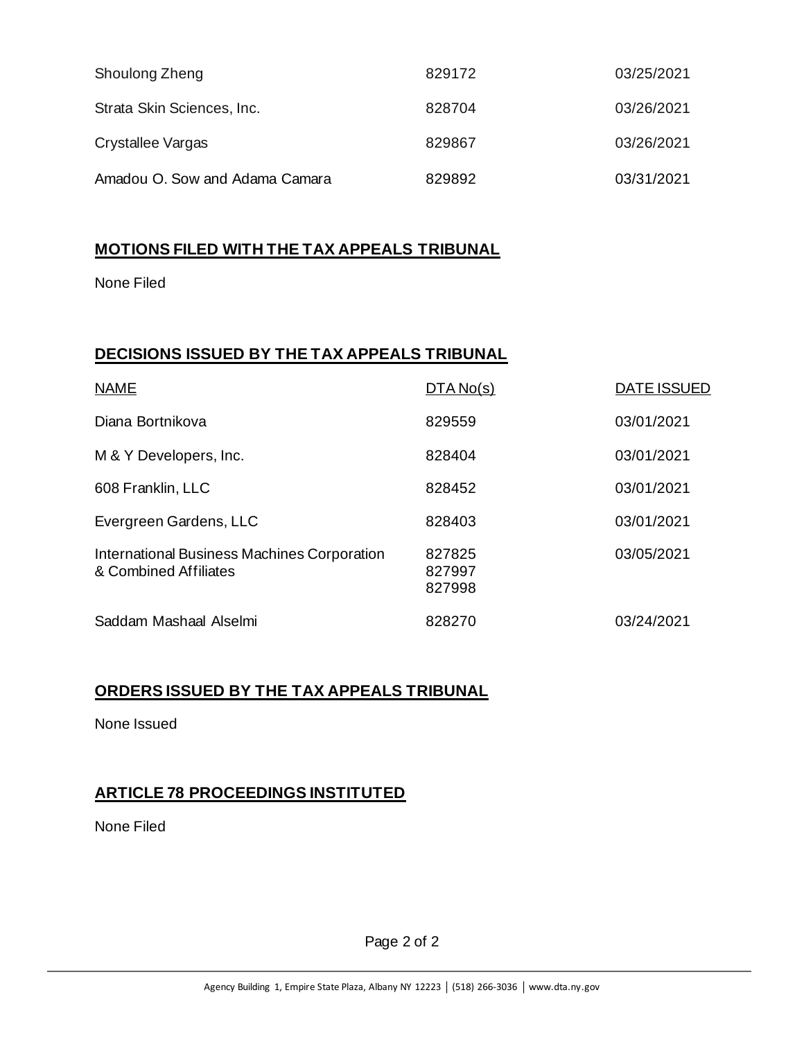| | | |
|---|---|---|
| Shoulong Zheng | 829172 | 03/25/2021 |
| Strata Skin Sciences, Inc. | 828704 | 03/26/2021 |
| Crystallee Vargas | 829867 | 03/26/2021 |
| Amadou O. Sow and Adama Camara | 829892 | 03/31/2021 |

## MOTIONS FILED WITH THE TAX APPEALS TRIBUNAL

None Filed

## DECISIONS ISSUED BY THE TAX APPEALS TRIBUNAL

| NAME | DTA No(s) | DATE ISSUED |
|---|---|---|
| Diana Bortnikova | 829559 | 03/01/2021 |
| M & Y Developers, Inc. | 828404 | 03/01/2021 |
| 608 Franklin, LLC | 828452 | 03/01/2021 |
| Evergreen Gardens, LLC | 828403 | 03/01/2021 |
| International Business Machines Corporation & Combined Affiliates | 827825 827997 827998 | 03/05/2021 |
| Saddam Mashaal Alselmi | 828270 | 03/24/2021 |

## ORDERS ISSUED BY THE TAX APPEALS TRIBUNAL

None Issued

## ARTICLE 78 PROCEEDINGS INSTITUTED

None Filed

Agency Building 1, Empire State Plaza, Albany NY 12223 | (518) 266-3036 | www.dta.ny.gov